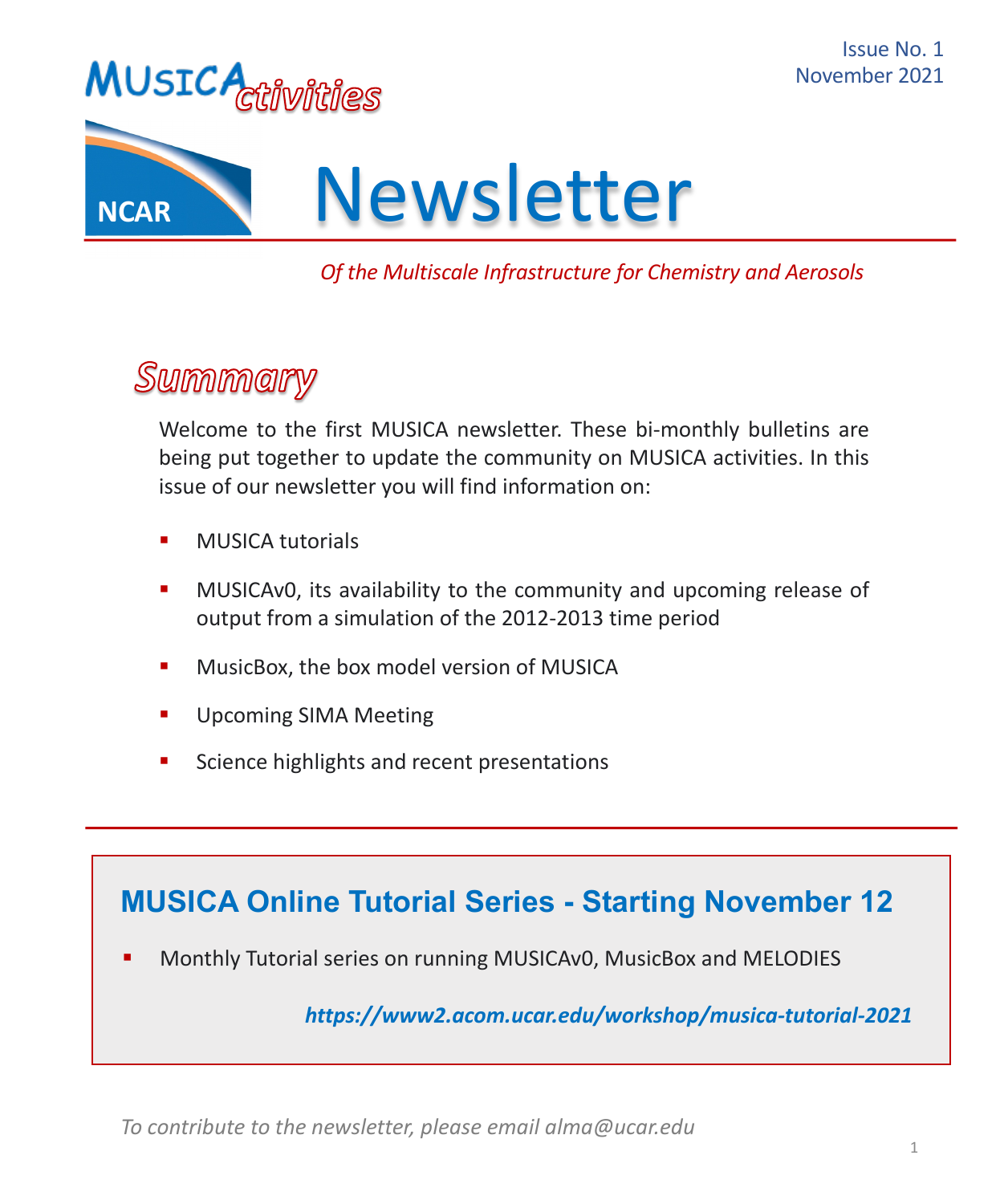# MUSICActivities Newsletter

Issue No. 1
November 2021

NCAR

*Of the Multiscale Infrastructure for Chemistry and Aerosols*

## Summary

Welcome to the first MUSICA newsletter. These bi-monthly bulletins are being put together to update the community on MUSICA activities. In this issue of our newsletter you will find information on:

- MUSICA tutorials
- MUSICAv0, its availability to the community and upcoming release of output from a simulation of the 2012-2013 time period
- MusicBox, the box model version of MUSICA
- Upcoming SIMA Meeting
- Science highlights and recent presentations

## MUSICA Online Tutorial Series - Starting November 12

- Monthly Tutorial series on running MUSICAv0, MusicBox and MELODIES

***https://www2.acom.ucar.edu/workshop/musica-tutorial-2021***

*To contribute to the newsletter, please email alma@ucar.edu*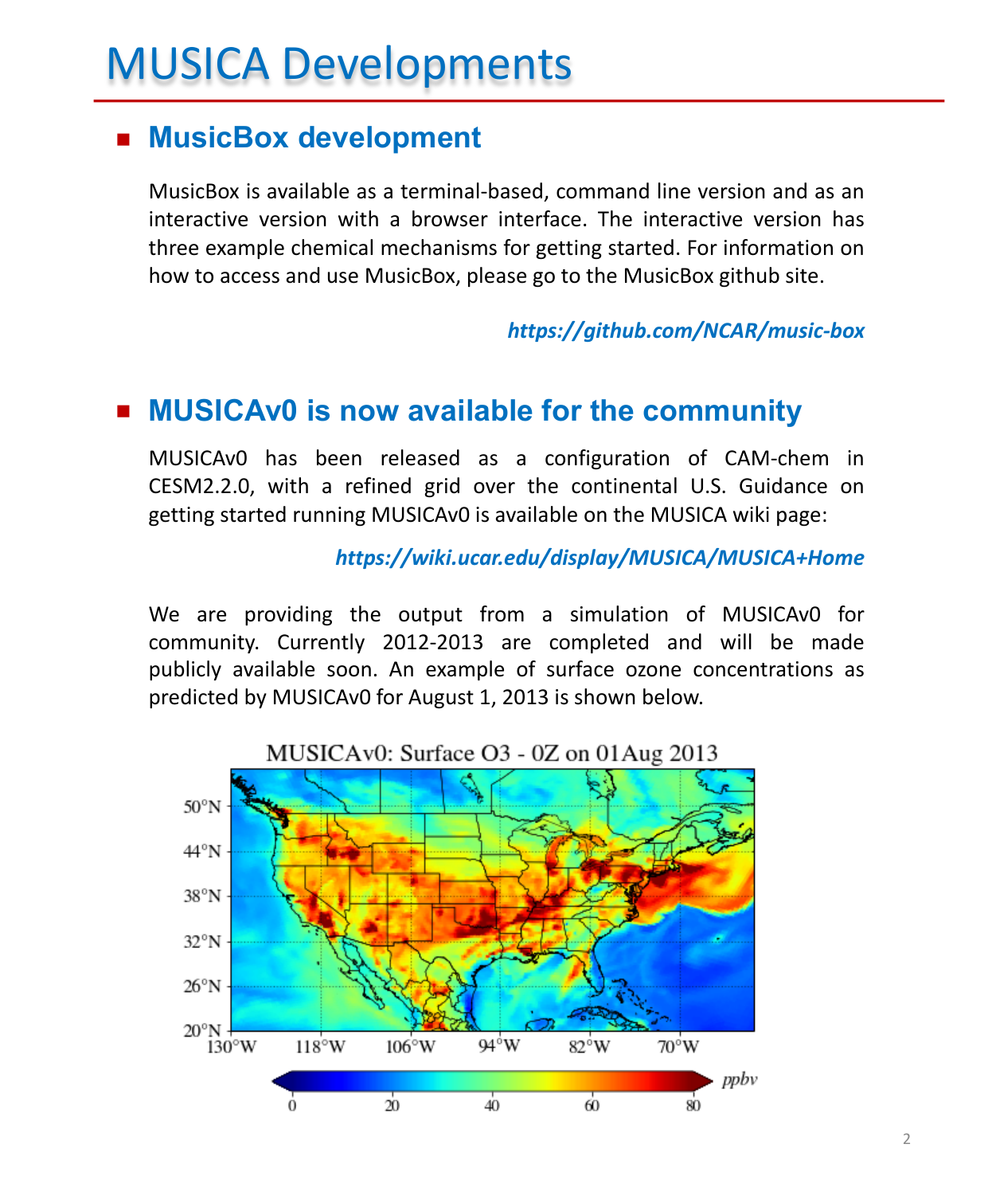# MUSICA Developments

## MusicBox development

MusicBox is available as a terminal-based, command line version and as an interactive version with a browser interface. The interactive version has three example chemical mechanisms for getting started. For information on how to access and use MusicBox, please go to the MusicBox github site.

***https://github.com/NCAR/music-box***

## MUSICAv0 is now available for the community

MUSICAv0 has been released as a configuration of CAM-chem in CESM2.2.0, with a refined grid over the continental U.S. Guidance on getting started running MUSICAv0 is available on the MUSICA wiki page:

***https://wiki.ucar.edu/display/MUSICA/MUSICA+Home***

We are providing the output from a simulation of MUSICAv0 for community. Currently 2012-2013 are completed and will be made publicly available soon. An example of surface ozone concentrations as predicted by MUSICAv0 for August 1, 2013 is shown below.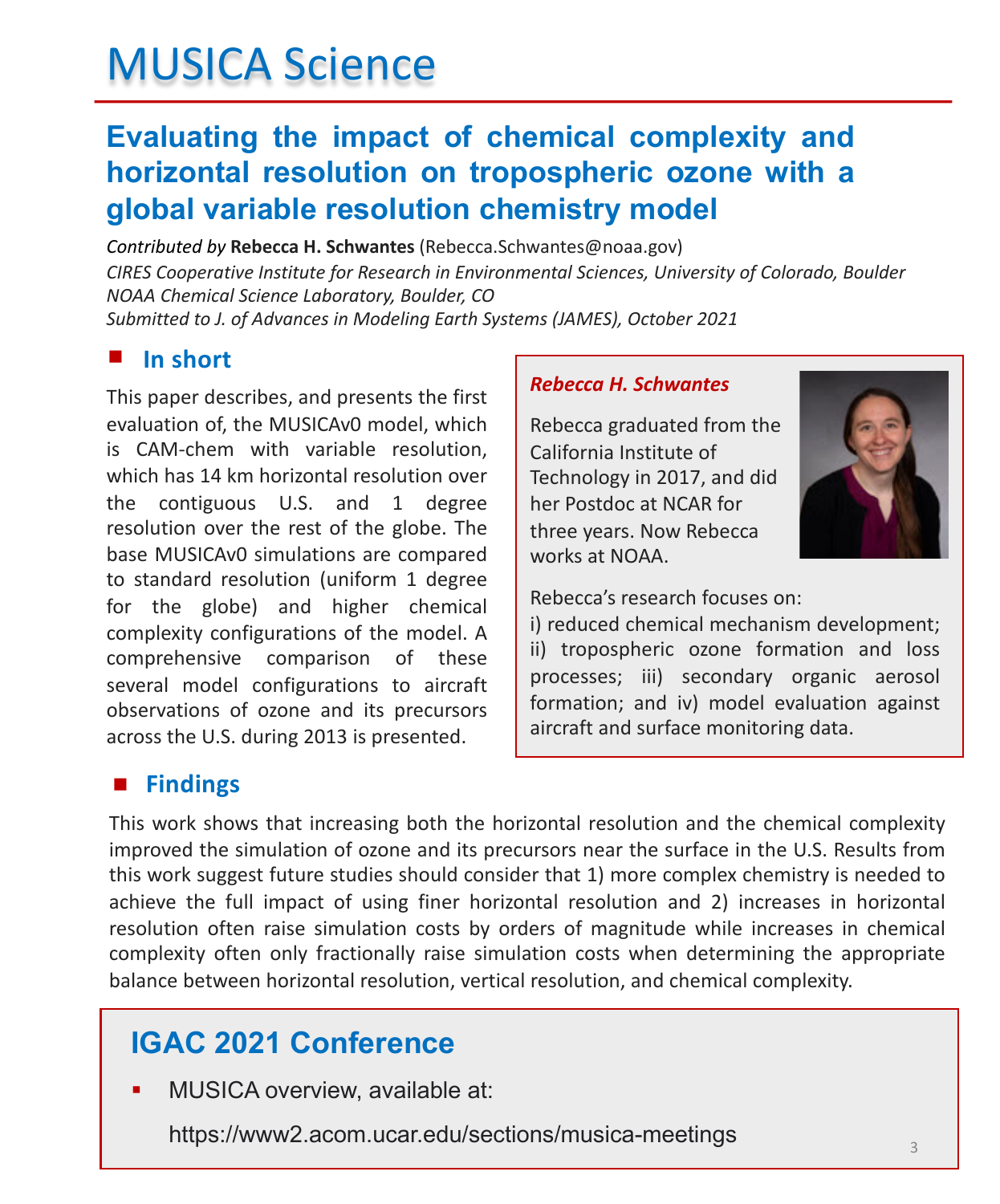# MUSICA Science

## Evaluating the impact of chemical complexity and horizontal resolution on tropospheric ozone with a global variable resolution chemistry model

*Contributed by* **Rebecca H. Schwantes** (Rebecca.Schwantes@noaa.gov)
*CIRES Cooperative Institute for Research in Environmental Sciences, University of Colorado, Boulder*
*NOAA Chemical Science Laboratory, Boulder, CO*
*Submitted to J. of Advances in Modeling Earth Systems (JAMES), October 2021*

### In short

This paper describes, and presents the first evaluation of, the MUSICAv0 model, which is CAM-chem with variable resolution, which has 14 km horizontal resolution over the contiguous U.S. and 1 degree resolution over the rest of the globe. The base MUSICAv0 simulations are compared to standard resolution (uniform 1 degree for the globe) and higher chemical complexity configurations of the model. A comprehensive comparison of these several model configurations to aircraft observations of ozone and its precursors across the U.S. during 2013 is presented.

***Rebecca H. Schwantes***

Rebecca graduated from the California Institute of Technology in 2017, and did her Postdoc at NCAR for three years. Now Rebecca works at NOAA.

Rebecca's research focuses on:
i) reduced chemical mechanism development; ii) tropospheric ozone formation and loss processes; iii) secondary organic aerosol formation; and iv) model evaluation against aircraft and surface monitoring data.

### Findings

This work shows that increasing both the horizontal resolution and the chemical complexity improved the simulation of ozone and its precursors near the surface in the U.S. Results from this work suggest future studies should consider that 1) more complex chemistry is needed to achieve the full impact of using finer horizontal resolution and 2) increases in horizontal resolution often raise simulation costs by orders of magnitude while increases in chemical complexity often only fractionally raise simulation costs when determining the appropriate balance between horizontal resolution, vertical resolution, and chemical complexity.

## IGAC 2021 Conference

- MUSICA overview, available at:

  https://www2.acom.ucar.edu/sections/musica-meetings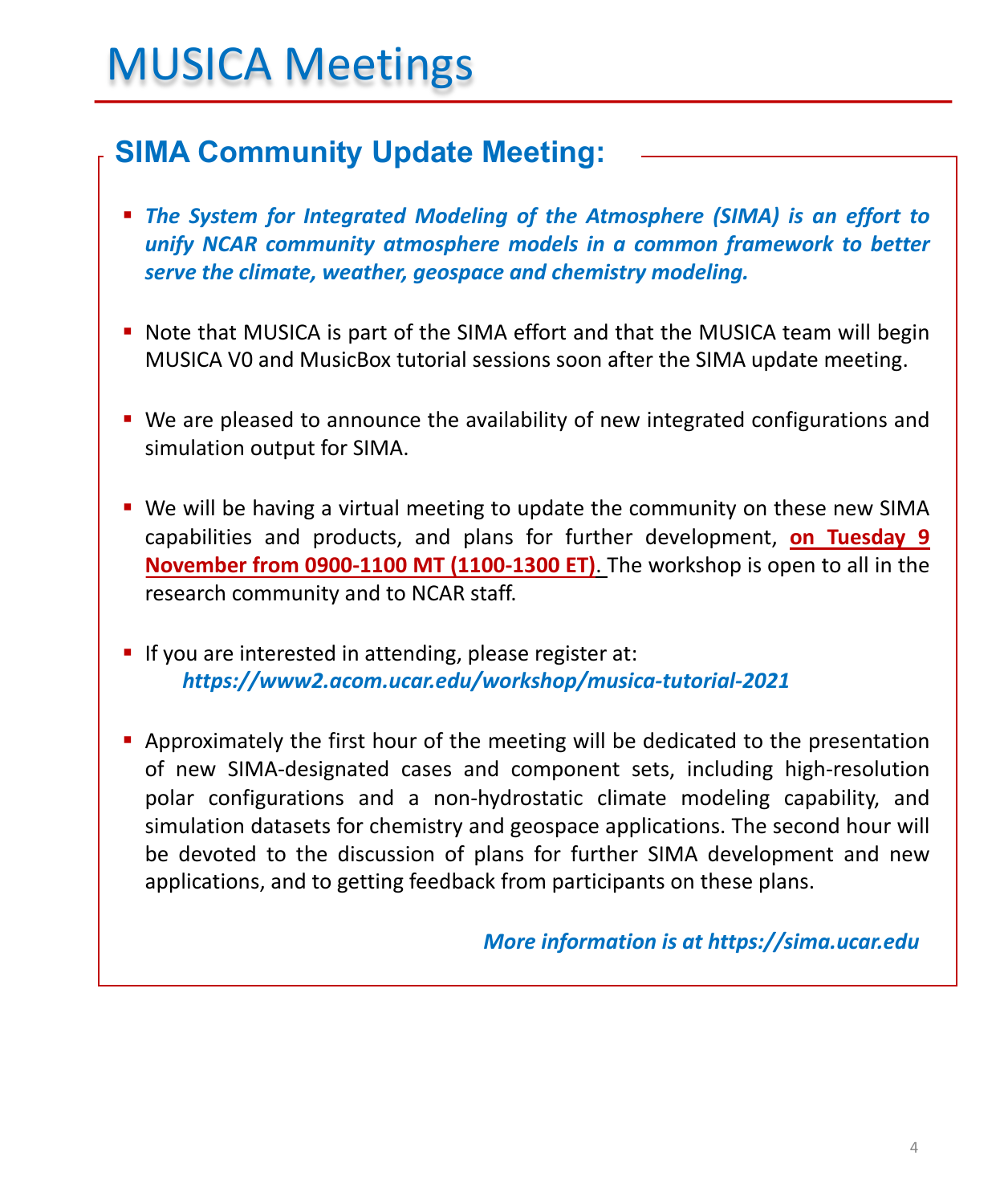# MUSICA Meetings

## SIMA Community Update Meeting:

- ***The System for Integrated Modeling of the Atmosphere (SIMA) is an effort to unify NCAR community atmosphere models in a common framework to better serve the climate, weather, geospace and chemistry modeling.***
- Note that MUSICA is part of the SIMA effort and that the MUSICA team will begin MUSICA V0 and MusicBox tutorial sessions soon after the SIMA update meeting.
- We are pleased to announce the availability of new integrated configurations and simulation output for SIMA.
- We will be having a virtual meeting to update the community on these new SIMA capabilities and products, and plans for further development, **on Tuesday 9 November from 0900-1100 MT (1100-1300 ET)**. The workshop is open to all in the research community and to NCAR staff.
- If you are interested in attending, please register at:
  ***https://www2.acom.ucar.edu/workshop/musica-tutorial-2021***
- Approximately the first hour of the meeting will be dedicated to the presentation of new SIMA-designated cases and component sets, including high-resolution polar configurations and a non-hydrostatic climate modeling capability, and simulation datasets for chemistry and geospace applications. The second hour will be devoted to the discussion of plans for further SIMA development and new applications, and to getting feedback from participants on these plans.

***More information is at https://sima.ucar.edu***